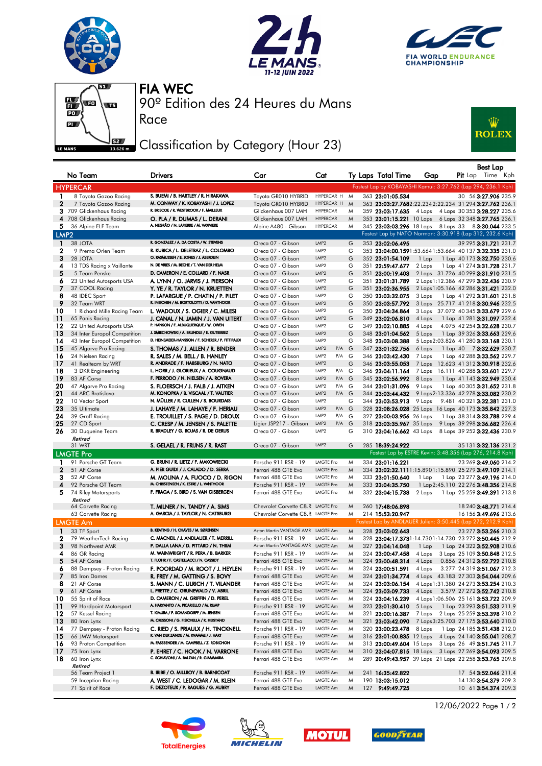# FIA WEC

90º Edition des 24 Heures du Mans

Race

## Classification by Category (Hour 23)

### HYPERCAR

Fastest Lap by KOBAYASHI Kamui: 3:27.762 (Lap 294, 236.1 Kph)

| | No Team | Drivers | Car | Cat | Ty | Laps | Total Time | Gap | | Pit | Best Lap Lap | Time | Kph |
|---|---|---|---|---|---|---|---|---|---|---|---|---|---|
| 1 | 8 Toyota Gazoo Racing | S. BUEMI / B. HARTLEY / R. HIRAKAWA | Toyota GR010 HYBRID | HYPERCAR H | M | 363 | 23:01:05.534 | | | 30 | 56 | 3:27.906 | 235.9 |
| 2 | 7 Toyota Gazoo Racing | M. CONWAY / K. KOBAYASHI / J. LOPEZ | Toyota GR010 HYBRID | HYPERCAR H | M | 363 | 23:03:27.768 | 2:22.234 | 2:22.234 | 31 | 294 | 3:27.762 | 236.1 |
| 3 | 709 Glickenhaus Racing | R. BRISCOE / R. WESTBROOK / F. MAILLEUX | Glickenhaus 007 LMH | HYPERCAR | M | 359 | 23:03:17.635 | 4 Laps | 4 Laps | 30 | 353 | 3:28.227 | 235.6 |
| 4 | 708 Glickenhaus Racing | O. PLA / R. DUMAS / L. DERANI | Glickenhaus 007 LMH | HYPERCAR | M | 353 | 23:01:15.221 | 10 Laps | 6 Laps | 32 | 348 | 3:27.765 | 236.1 |
| 5 | 36 Alpine ELF Team | A. NEGRÃO / N. LAPIERRE / M. VAXIVIERE | Alpine A480 - Gibson | HYPERCAR | M | 345 | 23:03:03.296 | 18 Laps | 8 Laps | 33 | 8 | 3:30.044 | 233.5 |

### LMP2

Fastest Lap by NATO Norman: 3:30.918 (Lap 312, 232.6 Kph)

| | No Team | Drivers | Car | Cat | | Ty | Laps | Total Time | Gap | | Pit | Best Lap Lap | Time | Kph |
|---|---|---|---|---|---|---|---|---|---|---|---|---|---|---|
| 1 | 38 JOTA | R. GONZALEZ / A. DA COSTA / W. STEVENS | Oreca 07 - Gibson | LMP2 | | G | 353 | 23:02:06.495 | | | 39 | 295 | 3:31.721 | 231.7 |
| 2 | 9 Prema Orlen Team | R. KUBICA / L. DELETRAZ / L. COLOMBO | Oreca 07 - Gibson | LMP2 | | G | 353 | 23:04:00.159 | 1:53.664 | 1:53.664 | 40 | 137 | 3:32.335 | 231.0 |
| 3 | 28 JOTA | O. RASMUSSEN / E. JONES / J. ABERDEIN | Oreca 07 - Gibson | LMP2 | | G | 352 | 23:01:54.109 | 1 Lap | 1 Lap | 40 | 173 | 3:32.750 | 230.6 |
| 4 | 13 TDS Racing x Vaillante | N. DE VRIES / M. BECHE / T. VAN DER HELM | Oreca 07 - Gibson | LMP2 | | G | 351 | 22:59:47.677 | 2 Laps | 1 Lap | 41 | 274 | 3:31.728 | 231.7 |
| 5 | 5 Team Penske | D. CAMERON / E. COLLARD / F. NASR | Oreca 07 - Gibson | LMP2 | | G | 351 | 23:00:19.403 | 2 Laps | 31.726 | 40 | 299 | 3:31.910 | 231.5 |
| 6 | 23 United Autosports USA | A. LYNN / O. JARVIS / J. PIERSON | Oreca 07 - Gibson | LMP2 | | G | 351 | 23:01:31.789 | 2 Laps | 1:12.386 | 47 | 299 | 3:32.436 | 230.9 |
| 7 | 37 COOL Racing | Y. YE / R. TAYLOR / N. KRUETTEN | Oreca 07 - Gibson | LMP2 | | G | 351 | 23:02:36.955 | 2 Laps | 1:05.166 | 42 | 286 | 3:31.863 | 231.6 |
| 8 | 48 IDEC Sport | P. LAFARGUE / P. CHATIN / P. PILET | Oreca 07 - Gibson | LMP2 | | G | 350 | 23:03:32.075 | 3 Laps | 1 Lap | 41 | 292 | 3:31.601 | 231.8 |
| 9 | 32 Team WRT | R. INEICHEN / M. BORTOLOTTI / D. VANTHOOR | Oreca 07 - Gibson | LMP2 | | G | 350 | 23:03:57.792 | 3 Laps | 25.717 | 41 | 218 | 3:30.946 | 232.5 |
| 10 | 1 Richard Mille Racing Team | L. WADOUX / S. OGIER / C. MILESI | Oreca 07 - Gibson | LMP2 | | G | 350 | 23:04:34.864 | 3 Laps | 37.072 | 40 | 345 | 3:33.679 | 229.6 |
| 11 | 65 Panis Racing | J. CANAL / N. JAMIN / J. VAN UITERT | Oreca 07 - Gibson | LMP2 | | G | 349 | 23:02:06.810 | 4 Laps | 1 Lap | 41 | 281 | 3:31.097 | 232.4 |
| 12 | 22 United Autosports USA | P. HANSON / F. ALBUQUERQUE / W. OWEN | Oreca 07 - Gibson | LMP2 | | G | 349 | 23:02:10.885 | 4 Laps | 4.075 | 42 | 254 | 3:32.628 | 230.7 |
| 13 | 34 Inter Europol Competition | J. SMIECHOWSKI / A. BRUNDLE / E. GUTIERREZ | Oreca 07 - Gibson | LMP2 | | G | 348 | 23:01:04.562 | 5 Laps | 1 Lap | 39 | 326 | 3:33.663 | 229.6 |
| 14 | 43 Inter Europol Competition | D. HEINEMEIER-HANSSON / F. SCHERER / P. FITTIPALDI | Oreca 07 - Gibson | LMP2 | | G | 348 | 23:03:08.388 | 5 Laps | 2:03.826 | 41 | 280 | 3:33.168 | 230.1 |
| 15 | 45 Algarve Pro Racing | S. THOMAS / J. ALLEN / R. BINDER | Oreca 07 - Gibson | LMP2 | P/A | G | 347 | 23:01:32.756 | 6 Laps | 1 Lap | 40 | 7 | 3:32.629 | 230.7 |
| 16 | 24 Nielsen Racing | R. SALES / M. BELL / B. HANLEY | Oreca 07 - Gibson | LMP2 | P/A | G | 346 | 23:03:42.430 | 7 Laps | 1 Lap | 42 | 288 | 3:33.562 | 229.7 |
| 17 | 41 Realteam by WRT | R. ANDRADE / F. HABSBURG / N. NATO | Oreca 07 - Gibson | LMP2 | | G | 346 | 23:03:55.053 | 7 Laps | 12.623 | 41 | 312 | 3:30.918 | 232.6 |
| 18 | 3 DKR Engineering | L. HORR / J. GLORIEUX / A. COUGNAUD | Oreca 07 - Gibson | LMP2 | P/A | G | 346 | 23:04:11.164 | 7 Laps | 16.111 | 40 | 288 | 3:33.601 | 229.7 |
| 19 | 83 AF Corse | F. PERRODO / N. NIELSEN / A. ROVERA | Oreca 07 - Gibson | LMP2 | P/A | G | 345 | 23:02:56.992 | 8 Laps | 1 Lap | 41 | 143 | 3:32.949 | 230.4 |
| 20 | 47 Algarve Pro Racing | S. FLOERSCH / J. FALB / J. AITKEN | Oreca 07 - Gibson | LMP2 | P/A | G | 344 | 23:01:31.096 | 9 Laps | 1 Lap | 40 | 305 | 3:31.652 | 231.8 |
| 21 | 44 ARC Bratislava | M. KONOPKA / B. VISCAAL / T. VAUTIER | Oreca 07 - Gibson | LMP2 | P/A | G | 344 | 23:03:44.432 | 9 Laps | 2:13.336 | 42 | 278 | 3:33.082 | 230.2 |
| 22 | 10 Vector Sport | N. MÜLLER / R. CULLEN / S. BOURDAIS | Oreca 07 - Gibson | LMP2 | | G | 344 | 23:03:53.913 | 9 Laps | 9.481 | 40 | 321 | 3:32.381 | 231.0 |
| 23 | 35 Ultimate | J. LAHAYE / M. LAHAYE / F. HERIAU | Oreca 07 - Gibson | LMP2 | P/A | G | 328 | 22:08:26.028 | 25 Laps | 16 Laps | 40 | 173 | 3:35.842 | 227.3 |
| 24 | 39 Graff Racing | E. TROUILLET / S. PAGE / D. DROUX | Oreca 07 - Gibson | LMP2 | P/A | G | 327 | 23:00:03.956 | 26 Laps | 1 Lap | 38 | 314 | 3:33.788 | 229.4 |
| 25 | 27 CD Sport | C. CRESP / M. JENSEN / S. PALETTE | Ligier JSP217 - Gibson | LMP2 | P/A | G | 318 | 23:03:35.967 | 35 Laps | 9 Laps | 39 | 298 | 3:36.682 | 226.4 |
| 26 | 30 Duqueine Team | R. BRADLEY / G. ROJAS / R. DE GERUS | Oreca 07 - Gibson | LMP2 | | G | 310 | 23:04:16.662 | 43 Laps | 8 Laps | 39 | 252 | 3:32.436 | 230.9 |
| *Retired* | | | | | | | | | | | | | | |
| | 31 WRT | S. GELAEL / R. FRIJNS / R. RAST | Oreca 07 - Gibson | LMP2 | | G | 285 | 18:39:24.922 | | | 35 | 131 | 3:32.136 | 231.2 |

### LMGTE Pro

Fastest Lap by ESTRE Kevin: 3:48.356 (Lap 276, 214.8 Kph)

| | No Team | Drivers | Car | Cat | Ty | Laps | Total Time | Gap | | Pit | Best Lap Lap | Time | Kph |
|---|---|---|---|---|---|---|---|---|---|---|---|---|---|
| 1 | 91 Porsche GT Team | G. BRUNI / R. LIETZ / F. MAKOWIECKI | Porsche 911 RSR - 19 | LMGTE Pro | M | 334 | 23:01:16.221 | | | 23 | 269 | 3:49.060 | 214.2 |
| 2 | 51 AF Corse | A. PIER GUIDI / J. CALADO / D. SERRA | Ferrari 488 GTE Evo | LMGTE Pro | M | 334 | 23:02:32.111 | 1:15.890 | 1:15.890 | 25 | 279 | 3:49.109 | 214.1 |
| 3 | 52 AF Corse | M. MOLINA / A. FUOCO / D. RIGON | Ferrari 488 GTE Evo | LMGTE Pro | M | 333 | 23:01:50.640 | 1 Lap | 1 Lap | 23 | 277 | 3:49.196 | 214.0 |
| 4 | 92 Porsche GT Team | M. CHRISTENSEN / K. ESTRE / L. VANTHOOR | Porsche 911 RSR - 19 | LMGTE Pro | M | 333 | 23:04:35.750 | 1 Lap | 2:45.110 | 22 | 276 | 3:48.356 | 214.8 |
| 5 | 74 Riley Motorsports | F. FRAGA / S. BIRD / S. VAN GISBERGEN | Ferrari 488 GTE Evo | LMGTE Pro | M | 332 | 23:04:15.738 | 2 Laps | 1 Lap | 25 | 259 | 3:49.391 | 213.8 |
| *Retired* | | | | | | | | | | | | | |
| | 64 Corvette Racing | T. MILNER / N. TANDY / A. SIMS | Chevrolet Corvette C8.R | LMGTE Pro | M | 260 | 17:48:06.898 | | | 18 | 240 | 3:48.771 | 214.4 |
| | 63 Corvette Racing | A. GARCIA / J. TAYLOR / N. CATSBURG | Chevrolet Corvette C8.R | LMGTE Pro | M | 214 | 15:53:20.947 | | | 16 | 156 | 3:49.696 | 213.6 |

### LMGTE Am

Fastest Lap by ANDLAUER Julien: 3:50.445 (Lap 272, 212.9 Kph)

| | No Team | Drivers | Car | Cat | Ty | Laps | Total Time | Gap | | Pit | Best Lap Lap | Time | Kph |
|---|---|---|---|---|---|---|---|---|---|---|---|---|---|
| 1 | 33 TF Sport | B. KEATING / H. CHAVES / M. SØRENSEN | Aston Martin VANTAGE AMR | LMGTE Am | M | 328 | 23:03:02.643 | | | 23 | 277 | 3:53.266 | 210.3 |
| 2 | 79 WeatherTech Racing | C. MACNEIL / J. ANDLAUER / T. MERRILL | Porsche 911 RSR - 19 | LMGTE Am | M | 328 | 23:04:17.373 | 1:14.730 | 1:14.730 | 23 | 272 | 3:50.445 | 212.9 |
| 3 | 98 Northwest AMR | P. DALLA LANA / D. PITTARD / N. THIIM | Aston Martin VANTAGE AMR | LMGTE Am | M | 327 | 23:04:14.048 | 1 Lap | 1 Lap | 24 | 322 | 3:52.908 | 210.6 |
| 4 | 86 GR Racing | M. WAINWRIGHT / R. PERA / B. BARKER | Porsche 911 RSR - 19 | LMGTE Am | M | 324 | 23:00:47.458 | 4 Laps | 3 Laps | 25 | 109 | 3:50.848 | 212.5 |
| 5 | 54 AF Corse | T. FLOHR / F. CASTELLACCI / N. CASSIDY | Ferrari 488 GTE Evo | LMGTE Am | M | 324 | 23:00:48.314 | 4 Laps | 0.856 | 24 | 312 | 3:52.722 | 210.8 |
| 6 | 88 Dempsey - Proton Racing | F. POORDAD / M. ROOT / J. HEYLEN | Porsche 911 RSR - 19 | LMGTE Am | M | 324 | 23:00:51.591 | 4 Laps | 3.277 | 24 | 319 | 3:51.067 | 212.3 |
| 7 | 85 Iron Dames | R. FREY / M. GATTING / S. BOVY | Ferrari 488 GTE Evo | LMGTE Am | M | 324 | 23:01:34.774 | 4 Laps | 43.183 | 27 | 303 | 3:54.044 | 209.6 |
| 8 | 21 AF Corse | S. MANN / C. ULRICH / T. VILANDER | Ferrari 488 GTE Evo | LMGTE Am | M | 324 | 23:03:06.154 | 4 Laps | 1:31.380 | 24 | 273 | 3:53.254 | 210.3 |
| 9 | 61 AF Corse | L. PRETTE / C. GRUNEWALD / V. ABRIL | Ferrari 488 GTE Evo | LMGTE Am | M | 324 | 23:03:09.733 | 4 Laps | 3.579 | 27 | 272 | 3:52.742 | 210.8 |
| 10 | 55 Spirit of Race | D. CAMERON / M. GRIFFIN / D. PEREL | Ferrari 488 GTE Evo | LMGTE Am | M | 324 | 23:04:16.239 | 4 Laps | 1:06.506 | 25 | 161 | 3:53.722 | 209.9 |
| 11 | 99 Hardpoint Motorsport | A. HARYANTO / A. PICARIELLO / M. RUMP | Porsche 911 RSR - 19 | LMGTE Am | M | 323 | 23:01:30.410 | 5 Laps | 1 Lap | 23 | 293 | 3:51.533 | 211.9 |
| 12 | 57 Kessel Racing | T. KIMURA / F. SCHANDORFF / M. JENSEN | Ferrari 488 GTE Evo | LMGTE Am | M | 321 | 23:00:16.387 | 7 Laps | 2 Laps | 25 | 259 | 3:53.398 | 210.2 |
| 13 | 80 Iron Lynx | M. CRESSONI / G. FISICHELLA / R. HEISTAND | Ferrari 488 GTE Evo | LMGTE Am | M | 321 | 23:03:42.090 | 7 Laps | 3:25.703 | 27 | 175 | 3:53.640 | 210.0 |
| 14 | 77 Dempsey - Proton Racing | C. RIED / S. PRIAULX / H. TINCKNELL | Porsche 911 RSR - 19 | LMGTE Am | M | 320 | 23:00:23.478 | 8 Laps | 1 Lap | 24 | 185 | 3:51.438 | 212.0 |
| 15 | 66 JMW Motorsport | R. VAN DER ZANDE / M. KVAMME / J. HART | Ferrari 488 GTE Evo | LMGTE Am | M | 316 | 23:01:00.835 | 12 Laps | 4 Laps | 24 | 140 | 3:55.041 | 208.7 |
| 16 | 93 Proton Competition | M. FASSBENDER / M. CAMPBELL / Z. ROBICHON | Porsche 911 RSR - 19 | LMGTE Am | M | 313 | 23:00:49.604 | 15 Laps | 3 Laps | 26 | 49 | 3:51.745 | 211.7 |
| 17 | 75 Iron Lynx | P. EHRET / C. HOOK / N. VARRONE | Ferrari 488 GTE Evo | LMGTE Am | M | 310 | 23:04:07.815 | 18 Laps | 3 Laps | 27 | 269 | 3:54.093 | 209.5 |
| 18 | 60 Iron Lynx | C. SCHIAVONI / A. BALZAN / R. GIAMMARIA | Ferrari 488 GTE Evo | LMGTE Am | M | 289 | 20:49:43.957 | 39 Laps | 21 Laps | 22 | 258 | 3:53.765 | 209.8 |
| *Retired* | | | | | | | | | | | | | |
| | 56 Team Project 1 | B. IRIBE / O. MILLROY / B. BARNICOAT | Porsche 911 RSR - 19 | LMGTE Am | M | 241 | 16:35:42.822 | | | 17 | 54 | 3:52.046 | 211.4 |
| | 59 Inception Racing | A. WEST / C. LEDOGAR / M. KLEIN | Ferrari 488 GTE Evo | LMGTE Am | M | 190 | 13:03:15.012 | | | 14 | 130 | 3:54.379 | 209.3 |
| | 71 Spirit of Race | F. DEZOTEUX / P. RAGUES / G. AUBRY | Ferrari 488 GTE Evo | LMGTE Am | M | 127 | 9:49:49.725 | | | 10 | 61 | 3:54.374 | 209.3 |

12/06/2022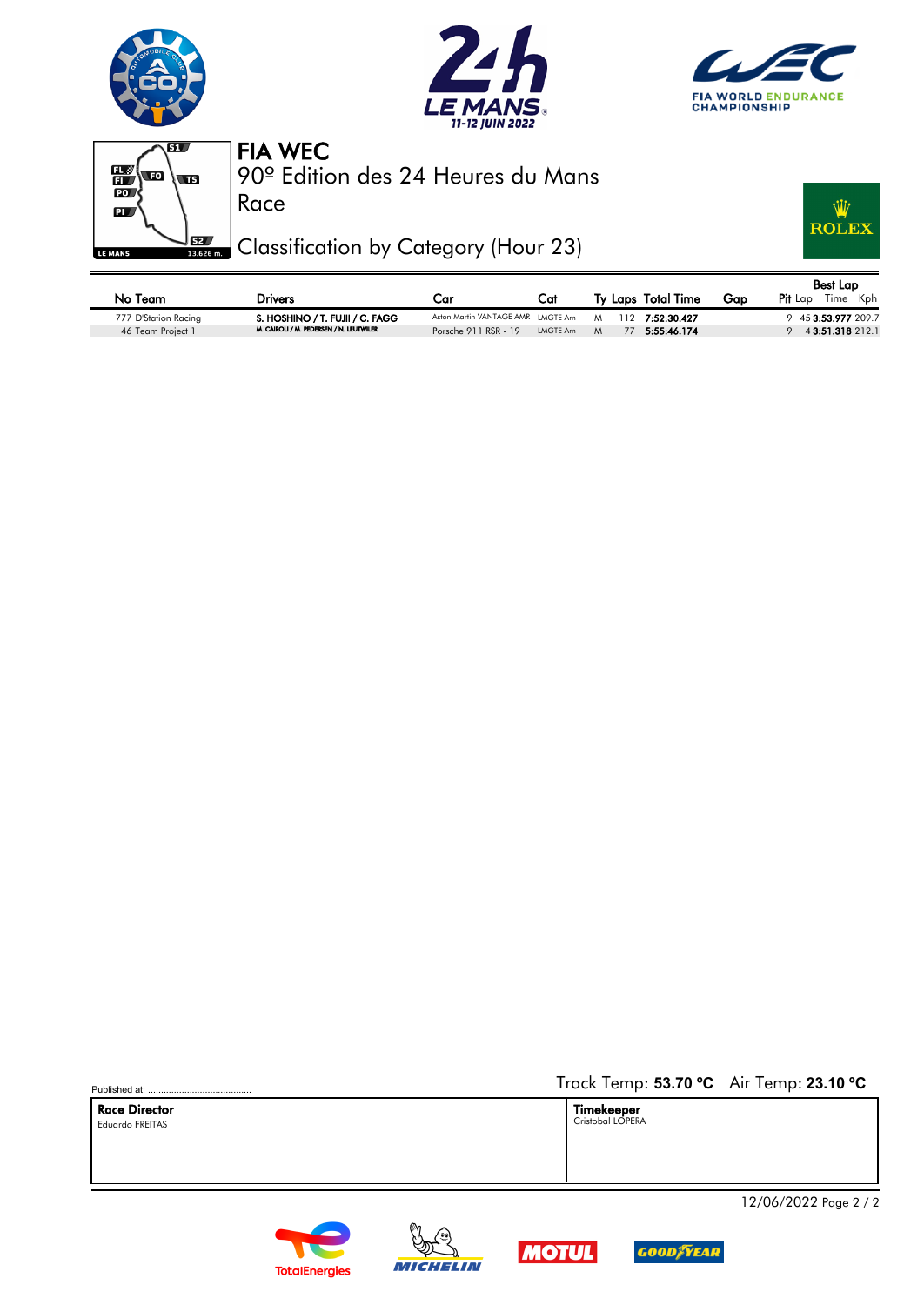# FIA WEC

90º Edition des 24 Heures du Mans

Race

Classification by Category (Hour 23)

| No | Team | Drivers | Car | Cat | Ty | Laps | Total Time | Gap | Pit | Best Lap Lap | Best Lap Time | Best Lap Kph |
|---|---|---|---|---|---|---|---|---|---|---|---|---|
| 777 | D'Station Racing | **S. HOSHINO / T. FUJII / C. FAGG** | Aston Martin VANTAGE AMR | LMGTE Am | M | 112 | **7:52:30.427** | | 9 | 45 | **3:53.977** | 209.7 |
| 46 | Team Project 1 | **M. CAIROLI / M. PEDERSEN / N. LEUTWILER** | Porsche 911 RSR - 19 | LMGTE Am | M | 77 | **5:55:46.174** | | 9 | 4 | **3:51.318** | 212.1 |

Published at: ........................................

Track Temp: **53.70 ºC** Air Temp: **23.10 ºC**

| **Race Director** | **Timekeeper** |
|---|---|
| Eduardo FREITAS | Cristobal LOPERA |

12/06/2022